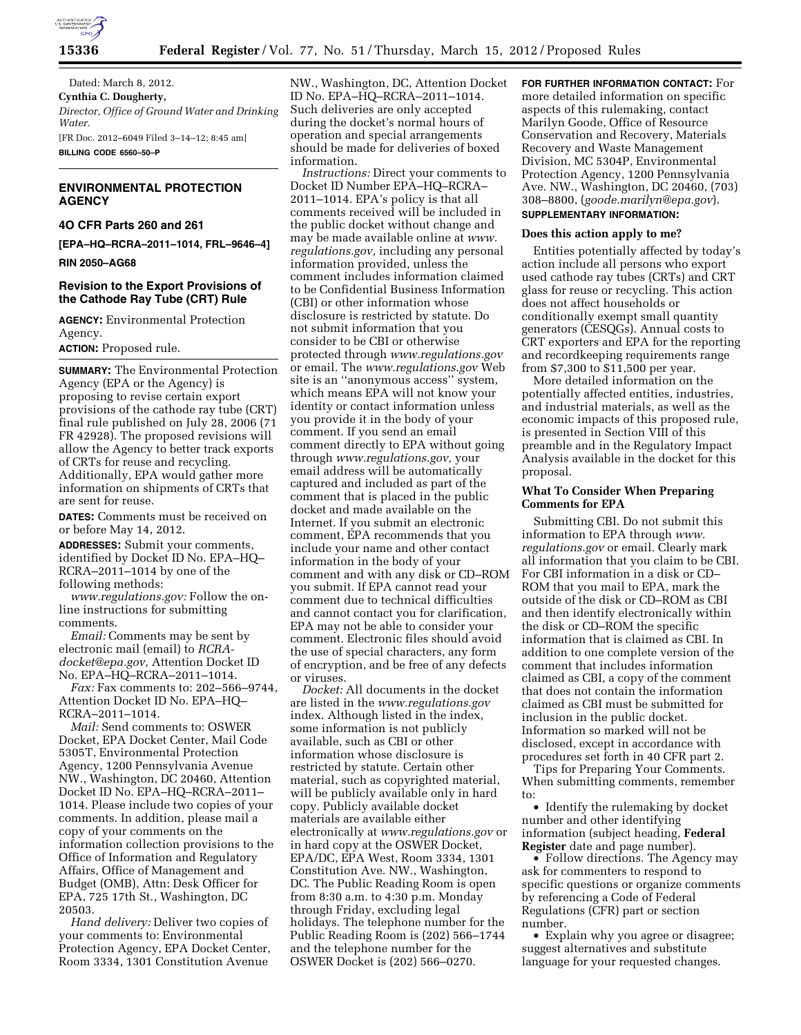Dated: March 8, 2012.

**Cynthia C. Dougherty,**

*Director, Office of Ground Water and Drinking Water.*

[FR Doc. 2012–6049 Filed 3–14–12; 8:45 am]

**BILLING CODE 6560–50–P**

## ENVIRONMENTAL PROTECTION AGENCY

### 4O CFR Parts 260 and 261

**[EPA–HQ–RCRA–2011–1014, FRL–9646–4]**

**RIN 2050–AG68**

### Revision to the Export Provisions of the Cathode Ray Tube (CRT) Rule

**AGENCY:** Environmental Protection Agency.

**ACTION:** Proposed rule.

**SUMMARY:** The Environmental Protection Agency (EPA or the Agency) is proposing to revise certain export provisions of the cathode ray tube (CRT) final rule published on July 28, 2006 (71 FR 42928). The proposed revisions will allow the Agency to better track exports of CRTs for reuse and recycling. Additionally, EPA would gather more information on shipments of CRTs that are sent for reuse.

**DATES:** Comments must be received on or before May 14, 2012.

**ADDRESSES:** Submit your comments, identified by Docket ID No. EPA–HQ–RCRA–2011–1014 by one of the following methods:

*www.regulations.gov:* Follow the on-line instructions for submitting comments.

*Email:* Comments may be sent by electronic mail (email) to *RCRA-docket@epa.gov,* Attention Docket ID No. EPA–HQ–RCRA–2011–1014.

*Fax:* Fax comments to: 202–566–9744, Attention Docket ID No. EPA–HQ–RCRA–2011–1014.

*Mail:* Send comments to: OSWER Docket, EPA Docket Center, Mail Code 5305T, Environmental Protection Agency, 1200 Pennsylvania Avenue NW., Washington, DC 20460, Attention Docket ID No. EPA–HQ–RCRA–2011–1014. Please include two copies of your comments. In addition, please mail a copy of your comments on the information collection provisions to the Office of Information and Regulatory Affairs, Office of Management and Budget (OMB), Attn: Desk Officer for EPA, 725 17th St., Washington, DC 20503.

*Hand delivery:* Deliver two copies of your comments to: Environmental Protection Agency, EPA Docket Center, Room 3334, 1301 Constitution Avenue NW., Washington, DC, Attention Docket ID No. EPA–HQ–RCRA–2011–1014. Such deliveries are only accepted during the docket's normal hours of operation and special arrangements should be made for deliveries of boxed information.

*Instructions:* Direct your comments to Docket ID Number EPA–HQ–RCRA–2011–1014. EPA's policy is that all comments received will be included in the public docket without change and may be made available online at *www.regulations.gov,* including any personal information provided, unless the comment includes information claimed to be Confidential Business Information (CBI) or other information whose disclosure is restricted by statute. Do not submit information that you consider to be CBI or otherwise protected through *www.regulations.gov* or email. The *www.regulations.gov* Web site is an ''anonymous access'' system, which means EPA will not know your identity or contact information unless you provide it in the body of your comment. If you send an email comment directly to EPA without going through *www.regulations.gov,* your email address will be automatically captured and included as part of the comment that is placed in the public docket and made available on the Internet. If you submit an electronic comment, EPA recommends that you include your name and other contact information in the body of your comment and with any disk or CD–ROM you submit. If EPA cannot read your comment due to technical difficulties and cannot contact you for clarification, EPA may not be able to consider your comment. Electronic files should avoid the use of special characters, any form of encryption, and be free of any defects or viruses.

*Docket:* All documents in the docket are listed in the *www.regulations.gov* index. Although listed in the index, some information is not publicly available, such as CBI or other information whose disclosure is restricted by statute. Certain other material, such as copyrighted material, will be publicly available only in hard copy. Publicly available docket materials are available either electronically at *www.regulations.gov* or in hard copy at the OSWER Docket, EPA/DC, EPA West, Room 3334, 1301 Constitution Ave. NW., Washington, DC. The Public Reading Room is open from 8:30 a.m. to 4:30 p.m. Monday through Friday, excluding legal holidays. The telephone number for the Public Reading Room is (202) 566–1744 and the telephone number for the OSWER Docket is (202) 566–0270.

**FOR FURTHER INFORMATION CONTACT:** For more detailed information on specific aspects of this rulemaking, contact Marilyn Goode, Office of Resource Conservation and Recovery, Materials Recovery and Waste Management Division, MC 5304P, Environmental Protection Agency, 1200 Pennsylvania Ave. NW., Washington, DC 20460, (703) 308–8800, (*goode.marilyn@epa.gov*).

**SUPPLEMENTARY INFORMATION:**

#### Does this action apply to me?

Entities potentially affected by today's action include all persons who export used cathode ray tubes (CRTs) and CRT glass for reuse or recycling. This action does not affect households or conditionally exempt small quantity generators (CESQGs). Annual costs to CRT exporters and EPA for the reporting and recordkeeping requirements range from $7,300 to $11,500 per year.

More detailed information on the potentially affected entities, industries, and industrial materials, as well as the economic impacts of this proposed rule, is presented in Section VIII of this preamble and in the Regulatory Impact Analysis available in the docket for this proposal.

#### What To Consider When Preparing Comments for EPA

Submitting CBI. Do not submit this information to EPA through *www.regulations.gov* or email. Clearly mark all information that you claim to be CBI. For CBI information in a disk or CD–ROM that you mail to EPA, mark the outside of the disk or CD–ROM as CBI and then identify electronically within the disk or CD–ROM the specific information that is claimed as CBI. In addition to one complete version of the comment that includes information claimed as CBI, a copy of the comment that does not contain the information claimed as CBI must be submitted for inclusion in the public docket. Information so marked will not be disclosed, except in accordance with procedures set forth in 40 CFR part 2.

Tips for Preparing Your Comments. When submitting comments, remember to:

- Identify the rulemaking by docket number and other identifying information (subject heading, **Federal Register** date and page number).
- Follow directions. The Agency may ask for commenters to respond to specific questions or organize comments by referencing a Code of Federal Regulations (CFR) part or section number.
- Explain why you agree or disagree; suggest alternatives and substitute language for your requested changes.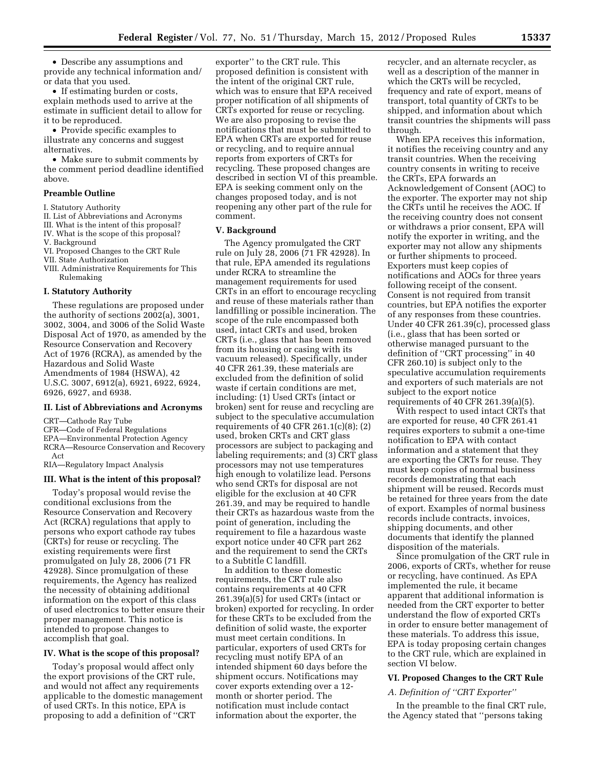- Describe any assumptions and provide any technical information and/or data that you used.
- If estimating burden or costs, explain methods used to arrive at the estimate in sufficient detail to allow for it to be reproduced.
- Provide specific examples to illustrate any concerns and suggest alternatives.
- Make sure to submit comments by the comment period deadline identified above.

**Preamble Outline**

I. Statutory Authority
II. List of Abbreviations and Acronyms
III. What is the intent of this proposal?
IV. What is the scope of this proposal?
V. Background
VI. Proposed Changes to the CRT Rule
VII. State Authorization
VIII. Administrative Requirements for This Rulemaking

## I. Statutory Authority

These regulations are proposed under the authority of sections 2002(a), 3001, 3002, 3004, and 3006 of the Solid Waste Disposal Act of 1970, as amended by the Resource Conservation and Recovery Act of 1976 (RCRA), as amended by the Hazardous and Solid Waste Amendments of 1984 (HSWA), 42 U.S.C. 3007, 6912(a), 6921, 6922, 6924, 6926, 6927, and 6938.

## II. List of Abbreviations and Acronyms

CRT—Cathode Ray Tube
CFR—Code of Federal Regulations
EPA—Environmental Protection Agency
RCRA—Resource Conservation and Recovery Act
RIA—Regulatory Impact Analysis

## III. What is the intent of this proposal?

Today's proposal would revise the conditional exclusions from the Resource Conservation and Recovery Act (RCRA) regulations that apply to persons who export cathode ray tubes (CRTs) for reuse or recycling. The existing requirements were first promulgated on July 28, 2006 (71 FR 42928). Since promulgation of these requirements, the Agency has realized the necessity of obtaining additional information on the export of this class of used electronics to better ensure their proper management. This notice is intended to propose changes to accomplish that goal.

## IV. What is the scope of this proposal?

Today's proposal would affect only the export provisions of the CRT rule, and would not affect any requirements applicable to the domestic management of used CRTs. In this notice, EPA is proposing to add a definition of "CRT exporter" to the CRT rule. This proposed definition is consistent with the intent of the original CRT rule, which was to ensure that EPA received proper notification of all shipments of CRTs exported for reuse or recycling. We are also proposing to revise the notifications that must be submitted to EPA when CRTs are exported for reuse or recycling, and to require annual reports from exporters of CRTs for recycling. These proposed changes are described in section VI of this preamble. EPA is seeking comment only on the changes proposed today, and is not reopening any other part of the rule for comment.

## V. Background

The Agency promulgated the CRT rule on July 28, 2006 (71 FR 42928). In that rule, EPA amended its regulations under RCRA to streamline the management requirements for used CRTs in an effort to encourage recycling and reuse of these materials rather than landfilling or possible incineration. The scope of the rule encompassed both used, intact CRTs and used, broken CRTs (i.e., glass that has been removed from its housing or casing with its vacuum released). Specifically, under 40 CFR 261.39, these materials are excluded from the definition of solid waste if certain conditions are met, including: (1) Used CRTs (intact or broken) sent for reuse and recycling are subject to the speculative accumulation requirements of 40 CFR 261.1(c)(8); (2) used, broken CRTs and CRT glass processors are subject to packaging and labeling requirements; and (3) CRT glass processors may not use temperatures high enough to volatilize lead. Persons who send CRTs for disposal are not eligible for the exclusion at 40 CFR 261.39, and may be required to handle their CRTs as hazardous waste from the point of generation, including the requirement to file a hazardous waste export notice under 40 CFR part 262 and the requirement to send the CRTs to a Subtitle C landfill.

In addition to these domestic requirements, the CRT rule also contains requirements at 40 CFR 261.39(a)(5) for used CRTs (intact or broken) exported for recycling. In order for these CRTs to be excluded from the definition of solid waste, the exporter must meet certain conditions. In particular, exporters of used CRTs for recycling must notify EPA of an intended shipment 60 days before the shipment occurs. Notifications may cover exports extending over a 12-month or shorter period. The notification must include contact information about the exporter, the recycler, and an alternate recycler, as well as a description of the manner in which the CRTs will be recycled, frequency and rate of export, means of transport, total quantity of CRTs to be shipped, and information about which transit countries the shipments will pass through.

When EPA receives this information, it notifies the receiving country and any transit countries. When the receiving country consents in writing to receive the CRTs, EPA forwards an Acknowledgement of Consent (AOC) to the exporter. The exporter may not ship the CRTs until he receives the AOC. If the receiving country does not consent or withdraws a prior consent, EPA will notify the exporter in writing, and the exporter may not allow any shipments or further shipments to proceed. Exporters must keep copies of notifications and AOCs for three years following receipt of the consent. Consent is not required from transit countries, but EPA notifies the exporter of any responses from these countries. Under 40 CFR 261.39(c), processed glass (i.e., glass that has been sorted or otherwise managed pursuant to the definition of "CRT processing" in 40 CFR 260.10) is subject only to the speculative accumulation requirements and exporters of such materials are not subject to the export notice requirements of 40 CFR 261.39(a)(5).

With respect to used intact CRTs that are exported for reuse, 40 CFR 261.41 requires exporters to submit a one-time notification to EPA with contact information and a statement that they are exporting the CRTs for reuse. They must keep copies of normal business records demonstrating that each shipment will be reused. Records must be retained for three years from the date of export. Examples of normal business records include contracts, invoices, shipping documents, and other documents that identify the planned disposition of the materials.

Since promulgation of the CRT rule in 2006, exports of CRTs, whether for reuse or recycling, have continued. As EPA implemented the rule, it became apparent that additional information is needed from the CRT exporter to better understand the flow of exported CRTs in order to ensure better management of these materials. To address this issue, EPA is today proposing certain changes to the CRT rule, which are explained in section VI below.

## VI. Proposed Changes to the CRT Rule

### *A. Definition of "CRT Exporter"*

In the preamble to the final CRT rule, the Agency stated that "persons taking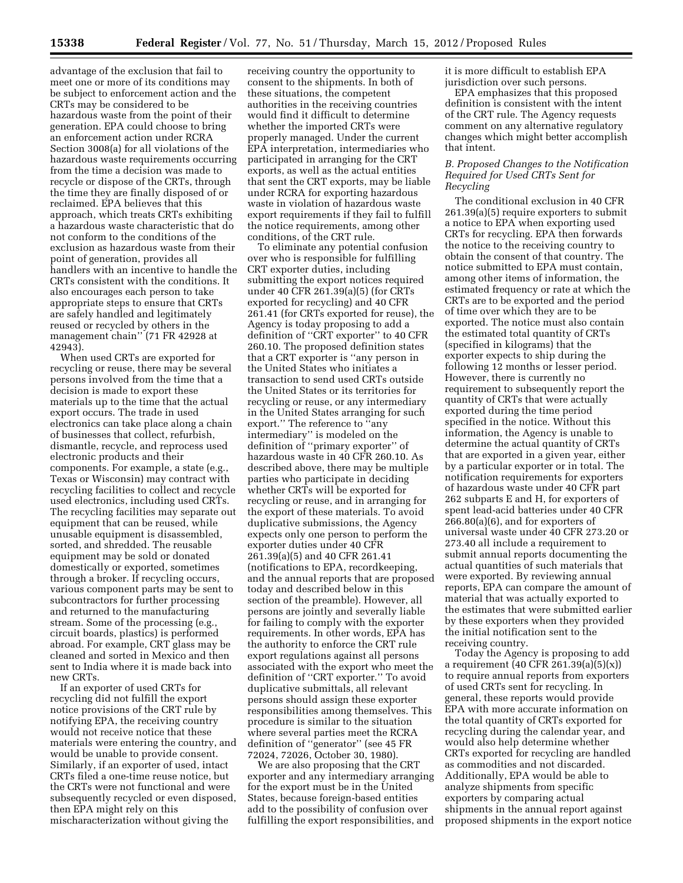advantage of the exclusion that fail to meet one or more of its conditions may be subject to enforcement action and the CRTs may be considered to be hazardous waste from the point of their generation. EPA could choose to bring an enforcement action under RCRA Section 3008(a) for all violations of the hazardous waste requirements occurring from the time a decision was made to recycle or dispose of the CRTs, through the time they are finally disposed of or reclaimed. EPA believes that this approach, which treats CRTs exhibiting a hazardous waste characteristic that do not conform to the conditions of the exclusion as hazardous waste from their point of generation, provides all handlers with an incentive to handle the CRTs consistent with the conditions. It also encourages each person to take appropriate steps to ensure that CRTs are safely handled and legitimately reused or recycled by others in the management chain'' (71 FR 42928 at 42943).

When used CRTs are exported for recycling or reuse, there may be several persons involved from the time that a decision is made to export these materials up to the time that the actual export occurs. The trade in used electronics can take place along a chain of businesses that collect, refurbish, dismantle, recycle, and reprocess used electronic products and their components. For example, a state (e.g., Texas or Wisconsin) may contract with recycling facilities to collect and recycle used electronics, including used CRTs. The recycling facilities may separate out equipment that can be reused, while unusable equipment is disassembled, sorted, and shredded. The reusable equipment may be sold or donated domestically or exported, sometimes through a broker. If recycling occurs, various component parts may be sent to subcontractors for further processing and returned to the manufacturing stream. Some of the processing (e.g., circuit boards, plastics) is performed abroad. For example, CRT glass may be cleaned and sorted in Mexico and then sent to India where it is made back into new CRTs.

If an exporter of used CRTs for recycling did not fulfill the export notice provisions of the CRT rule by notifying EPA, the receiving country would not receive notice that these materials were entering the country, and would be unable to provide consent. Similarly, if an exporter of used, intact CRTs filed a one-time reuse notice, but the CRTs were not functional and were subsequently recycled or even disposed, then EPA might rely on this mischaracterization without giving the receiving country the opportunity to consent to the shipments. In both of these situations, the competent authorities in the receiving countries would find it difficult to determine whether the imported CRTs were properly managed. Under the current EPA interpretation, intermediaries who participated in arranging for the CRT exports, as well as the actual entities that sent the CRT exports, may be liable under RCRA for exporting hazardous waste in violation of hazardous waste export requirements if they fail to fulfill the notice requirements, among other conditions, of the CRT rule.

To eliminate any potential confusion over who is responsible for fulfilling CRT exporter duties, including submitting the export notices required under 40 CFR 261.39(a)(5) (for CRTs exported for recycling) and 40 CFR 261.41 (for CRTs exported for reuse), the Agency is today proposing to add a definition of ''CRT exporter'' to 40 CFR 260.10. The proposed definition states that a CRT exporter is ''any person in the United States who initiates a transaction to send used CRTs outside the United States or its territories for recycling or reuse, or any intermediary in the United States arranging for such export.'' The reference to ''any intermediary'' is modeled on the definition of ''primary exporter'' of hazardous waste in 40 CFR 260.10. As described above, there may be multiple parties who participate in deciding whether CRTs will be exported for recycling or reuse, and in arranging for the export of these materials. To avoid duplicative submissions, the Agency expects only one person to perform the exporter duties under 40 CFR 261.39(a)(5) and 40 CFR 261.41 (notifications to EPA, recordkeeping, and the annual reports that are proposed today and described below in this section of the preamble). However, all persons are jointly and severally liable for failing to comply with the exporter requirements. In other words, EPA has the authority to enforce the CRT rule export regulations against all persons associated with the export who meet the definition of ''CRT exporter.'' To avoid duplicative submittals, all relevant persons should assign these exporter responsibilities among themselves. This procedure is similar to the situation where several parties meet the RCRA definition of ''generator'' (see 45 FR 72024, 72026, October 30, 1980).

We are also proposing that the CRT exporter and any intermediary arranging for the export must be in the United States, because foreign-based entities add to the possibility of confusion over fulfilling the export responsibilities, and it is more difficult to establish EPA jurisdiction over such persons.

EPA emphasizes that this proposed definition is consistent with the intent of the CRT rule. The Agency requests comment on any alternative regulatory changes which might better accomplish that intent.

### *B. Proposed Changes to the Notification Required for Used CRTs Sent for Recycling*

The conditional exclusion in 40 CFR 261.39(a)(5) require exporters to submit a notice to EPA when exporting used CRTs for recycling. EPA then forwards the notice to the receiving country to obtain the consent of that country. The notice submitted to EPA must contain, among other items of information, the estimated frequency or rate at which the CRTs are to be exported and the period of time over which they are to be exported. The notice must also contain the estimated total quantity of CRTs (specified in kilograms) that the exporter expects to ship during the following 12 months or lesser period. However, there is currently no requirement to subsequently report the quantity of CRTs that were actually exported during the time period specified in the notice. Without this information, the Agency is unable to determine the actual quantity of CRTs that are exported in a given year, either by a particular exporter or in total. The notification requirements for exporters of hazardous waste under 40 CFR part 262 subparts E and H, for exporters of spent lead-acid batteries under 40 CFR 266.80(a)(6), and for exporters of universal waste under 40 CFR 273.20 or 273.40 all include a requirement to submit annual reports documenting the actual quantities of such materials that were exported. By reviewing annual reports, EPA can compare the amount of material that was actually exported to the estimates that were submitted earlier by these exporters when they provided the initial notification sent to the receiving country.

Today the Agency is proposing to add a requirement (40 CFR 261.39(a)(5)(x)) to require annual reports from exporters of used CRTs sent for recycling. In general, these reports would provide EPA with more accurate information on the total quantity of CRTs exported for recycling during the calendar year, and would also help determine whether CRTs exported for recycling are handled as commodities and not discarded. Additionally, EPA would be able to analyze shipments from specific exporters by comparing actual shipments in the annual report against proposed shipments in the export notice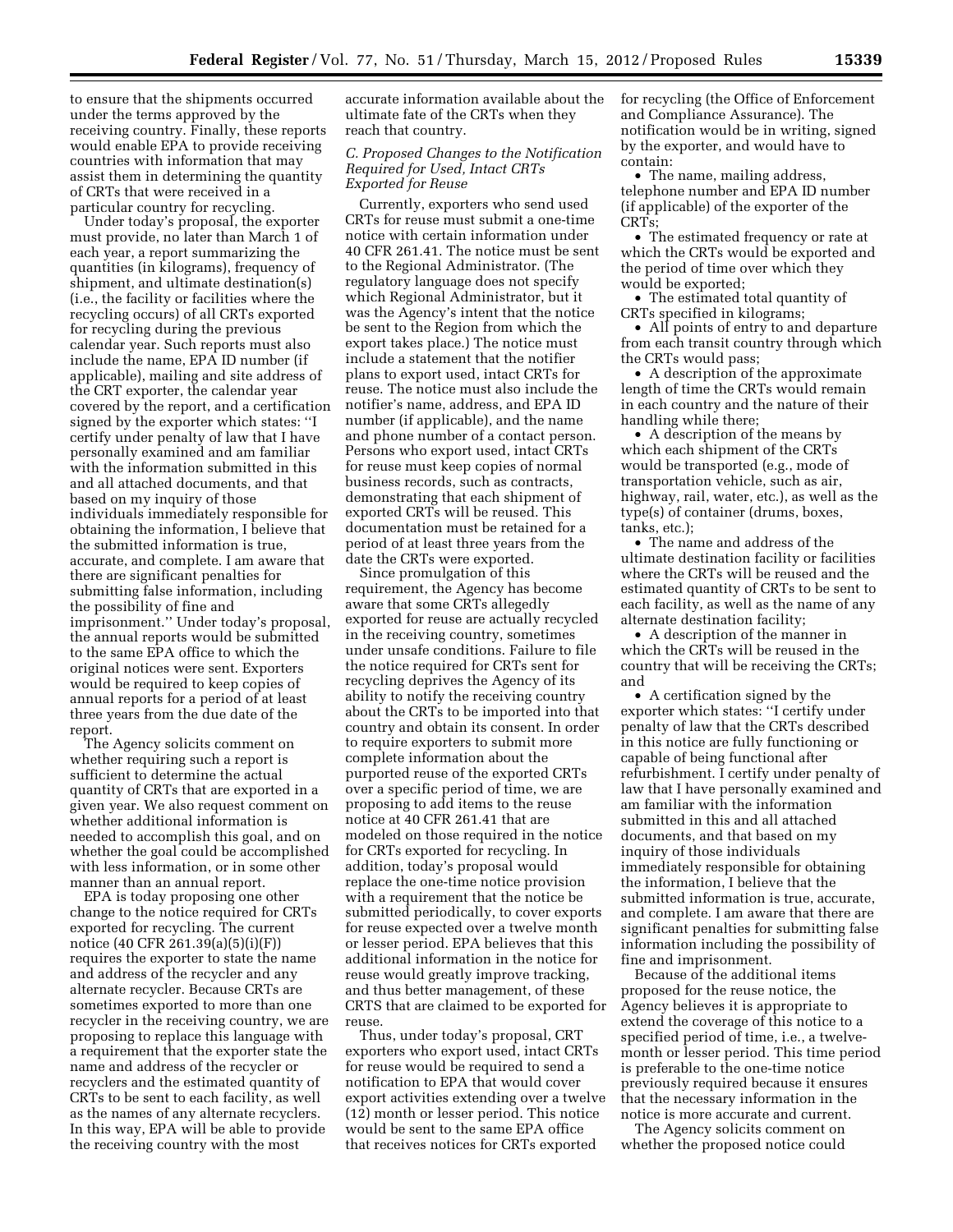to ensure that the shipments occurred under the terms approved by the receiving country. Finally, these reports would enable EPA to provide receiving countries with information that may assist them in determining the quantity of CRTs that were received in a particular country for recycling.

Under today's proposal, the exporter must provide, no later than March 1 of each year, a report summarizing the quantities (in kilograms), frequency of shipment, and ultimate destination(s) (i.e., the facility or facilities where the recycling occurs) of all CRTs exported for recycling during the previous calendar year. Such reports must also include the name, EPA ID number (if applicable), mailing and site address of the CRT exporter, the calendar year covered by the report, and a certification signed by the exporter which states: ''I certify under penalty of law that I have personally examined and am familiar with the information submitted in this and all attached documents, and that based on my inquiry of those individuals immediately responsible for obtaining the information, I believe that the submitted information is true, accurate, and complete. I am aware that there are significant penalties for submitting false information, including the possibility of fine and imprisonment.'' Under today's proposal, the annual reports would be submitted to the same EPA office to which the original notices were sent. Exporters would be required to keep copies of annual reports for a period of at least three years from the due date of the report.

The Agency solicits comment on whether requiring such a report is sufficient to determine the actual quantity of CRTs that are exported in a given year. We also request comment on whether additional information is needed to accomplish this goal, and on whether the goal could be accomplished with less information, or in some other manner than an annual report.

EPA is today proposing one other change to the notice required for CRTs exported for recycling. The current notice (40 CFR 261.39(a)(5)(i)(F)) requires the exporter to state the name and address of the recycler and any alternate recycler. Because CRTs are sometimes exported to more than one recycler in the receiving country, we are proposing to replace this language with a requirement that the exporter state the name and address of the recycler or recyclers and the estimated quantity of CRTs to be sent to each facility, as well as the names of any alternate recyclers. In this way, EPA will be able to provide the receiving country with the most accurate information available about the ultimate fate of the CRTs when they reach that country.

### *C. Proposed Changes to the Notification Required for Used, Intact CRTs Exported for Reuse*

Currently, exporters who send used CRTs for reuse must submit a one-time notice with certain information under 40 CFR 261.41. The notice must be sent to the Regional Administrator. (The regulatory language does not specify which Regional Administrator, but it was the Agency's intent that the notice be sent to the Region from which the export takes place.) The notice must include a statement that the notifier plans to export used, intact CRTs for reuse. The notice must also include the notifier's name, address, and EPA ID number (if applicable), and the name and phone number of a contact person. Persons who export used, intact CRTs for reuse must keep copies of normal business records, such as contracts, demonstrating that each shipment of exported CRTs will be reused. This documentation must be retained for a period of at least three years from the date the CRTs were exported.

Since promulgation of this requirement, the Agency has become aware that some CRTs allegedly exported for reuse are actually recycled in the receiving country, sometimes under unsafe conditions. Failure to file the notice required for CRTs sent for recycling deprives the Agency of its ability to notify the receiving country about the CRTs to be imported into that country and obtain its consent. In order to require exporters to submit more complete information about the purported reuse of the exported CRTs over a specific period of time, we are proposing to add items to the reuse notice at 40 CFR 261.41 that are modeled on those required in the notice for CRTs exported for recycling. In addition, today's proposal would replace the one-time notice provision with a requirement that the notice be submitted periodically, to cover exports for reuse expected over a twelve month or lesser period. EPA believes that this additional information in the notice for reuse would greatly improve tracking, and thus better management, of these CRTS that are claimed to be exported for reuse.

Thus, under today's proposal, CRT exporters who export used, intact CRTs for reuse would be required to send a notification to EPA that would cover export activities extending over a twelve (12) month or lesser period. This notice would be sent to the same EPA office that receives notices for CRTs exported for recycling (the Office of Enforcement and Compliance Assurance). The notification would be in writing, signed by the exporter, and would have to contain:

- The name, mailing address, telephone number and EPA ID number (if applicable) of the exporter of the CRTs;
- The estimated frequency or rate at which the CRTs would be exported and the period of time over which they would be exported;
- The estimated total quantity of CRTs specified in kilograms;
- All points of entry to and departure from each transit country through which the CRTs would pass;
- A description of the approximate length of time the CRTs would remain in each country and the nature of their handling while there;
- A description of the means by which each shipment of the CRTs would be transported (e.g., mode of transportation vehicle, such as air, highway, rail, water, etc.), as well as the type(s) of container (drums, boxes, tanks, etc.);
- The name and address of the ultimate destination facility or facilities where the CRTs will be reused and the estimated quantity of CRTs to be sent to each facility, as well as the name of any alternate destination facility;
- A description of the manner in which the CRTs will be reused in the country that will be receiving the CRTs; and
- A certification signed by the exporter which states: ''I certify under penalty of law that the CRTs described in this notice are fully functioning or capable of being functional after refurbishment. I certify under penalty of law that I have personally examined and am familiar with the information submitted in this and all attached documents, and that based on my inquiry of those individuals immediately responsible for obtaining the information, I believe that the submitted information is true, accurate, and complete. I am aware that there are significant penalties for submitting false information including the possibility of fine and imprisonment.

Because of the additional items proposed for the reuse notice, the Agency believes it is appropriate to extend the coverage of this notice to a specified period of time, i.e., a twelve-month or lesser period. This time period is preferable to the one-time notice previously required because it ensures that the necessary information in the notice is more accurate and current.

The Agency solicits comment on whether the proposed notice could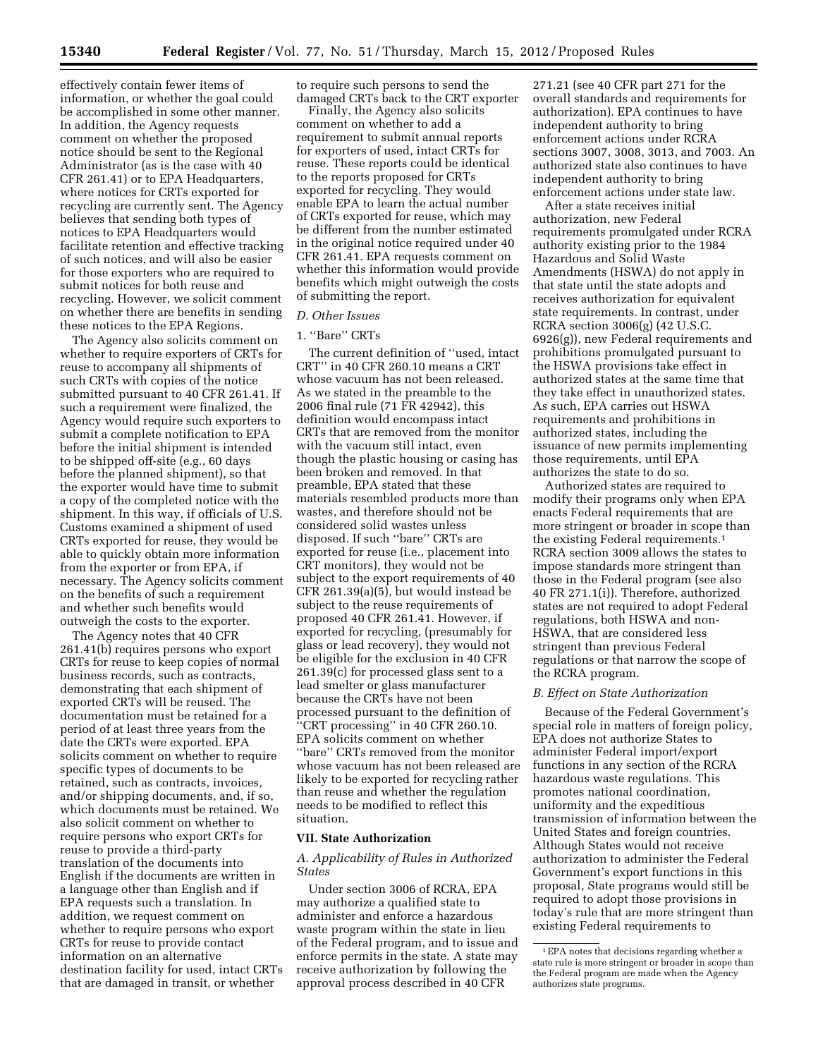effectively contain fewer items of information, or whether the goal could be accomplished in some other manner. In addition, the Agency requests comment on whether the proposed notice should be sent to the Regional Administrator (as is the case with 40 CFR 261.41) or to EPA Headquarters, where notices for CRTs exported for recycling are currently sent. The Agency believes that sending both types of notices to EPA Headquarters would facilitate retention and effective tracking of such notices, and will also be easier for those exporters who are required to submit notices for both reuse and recycling. However, we solicit comment on whether there are benefits in sending these notices to the EPA Regions.

The Agency also solicits comment on whether to require exporters of CRTs for reuse to accompany all shipments of such CRTs with copies of the notice submitted pursuant to 40 CFR 261.41. If such a requirement were finalized, the Agency would require such exporters to submit a complete notification to EPA before the initial shipment is intended to be shipped off-site (e.g., 60 days before the planned shipment), so that the exporter would have time to submit a copy of the completed notice with the shipment. In this way, if officials of U.S. Customs examined a shipment of used CRTs exported for reuse, they would be able to quickly obtain more information from the exporter or from EPA, if necessary. The Agency solicits comment on the benefits of such a requirement and whether such benefits would outweigh the costs to the exporter.

The Agency notes that 40 CFR 261.41(b) requires persons who export CRTs for reuse to keep copies of normal business records, such as contracts, demonstrating that each shipment of exported CRTs will be reused. The documentation must be retained for a period of at least three years from the date the CRTs were exported. EPA solicits comment on whether to require specific types of documents to be retained, such as contracts, invoices, and/or shipping documents, and, if so, which documents must be retained. We also solicit comment on whether to require persons who export CRTs for reuse to provide a third-party translation of the documents into English if the documents are written in a language other than English and if EPA requests such a translation. In addition, we request comment on whether to require persons who export CRTs for reuse to provide contact information on an alternative destination facility for used, intact CRTs that are damaged in transit, or whether to require such persons to send the damaged CRTs back to the CRT exporter

Finally, the Agency also solicits comment on whether to add a requirement to submit annual reports for exporters of used, intact CRTs for reuse. These reports could be identical to the reports proposed for CRTs exported for recycling. They would enable EPA to learn the actual number of CRTs exported for reuse, which may be different from the number estimated in the original notice required under 40 CFR 261.41. EPA requests comment on whether this information would provide benefits which might outweigh the costs of submitting the report.

### *D. Other Issues*

#### 1. "Bare" CRTs

The current definition of "used, intact CRT" in 40 CFR 260.10 means a CRT whose vacuum has not been released. As we stated in the preamble to the 2006 final rule (71 FR 42942), this definition would encompass intact CRTs that are removed from the monitor with the vacuum still intact, even though the plastic housing or casing has been broken and removed. In that preamble, EPA stated that these materials resembled products more than wastes, and therefore should not be considered solid wastes unless disposed. If such "bare" CRTs are exported for reuse (i.e., placement into CRT monitors), they would not be subject to the export requirements of 40 CFR 261.39(a)(5), but would instead be subject to the reuse requirements of proposed 40 CFR 261.41. However, if exported for recycling, (presumably for glass or lead recovery), they would not be eligible for the exclusion in 40 CFR 261.39(c) for processed glass sent to a lead smelter or glass manufacturer because the CRTs have not been processed pursuant to the definition of "CRT processing" in 40 CFR 260.10. EPA solicits comment on whether "bare" CRTs removed from the monitor whose vacuum has not been released are likely to be exported for recycling rather than reuse and whether the regulation needs to be modified to reflect this situation.

## VII. State Authorization

### *A. Applicability of Rules in Authorized States*

Under section 3006 of RCRA, EPA may authorize a qualified state to administer and enforce a hazardous waste program within the state in lieu of the Federal program, and to issue and enforce permits in the state. A state may receive authorization by following the approval process described in 40 CFR 271.21 (see 40 CFR part 271 for the overall standards and requirements for authorization). EPA continues to have independent authority to bring enforcement actions under RCRA sections 3007, 3008, 3013, and 7003. An authorized state also continues to have independent authority to bring enforcement actions under state law.

After a state receives initial authorization, new Federal requirements promulgated under RCRA authority existing prior to the 1984 Hazardous and Solid Waste Amendments (HSWA) do not apply in that state until the state adopts and receives authorization for equivalent state requirements. In contrast, under RCRA section 3006(g) (42 U.S.C. 6926(g)), new Federal requirements and prohibitions promulgated pursuant to the HSWA provisions take effect in authorized states at the same time that they take effect in unauthorized states. As such, EPA carries out HSWA requirements and prohibitions in authorized states, including the issuance of new permits implementing those requirements, until EPA authorizes the state to do so.

Authorized states are required to modify their programs only when EPA enacts Federal requirements that are more stringent or broader in scope than the existing Federal requirements.[1] RCRA section 3009 allows the states to impose standards more stringent than those in the Federal program (see also 40 FR 271.1(i)). Therefore, authorized states are not required to adopt Federal regulations, both HSWA and non-HSWA, that are considered less stringent than previous Federal regulations or that narrow the scope of the RCRA program.

### *B. Effect on State Authorization*

Because of the Federal Government's special role in matters of foreign policy, EPA does not authorize States to administer Federal import/export functions in any section of the RCRA hazardous waste regulations. This promotes national coordination, uniformity and the expeditious transmission of information between the United States and foreign countries. Although States would not receive authorization to administer the Federal Government's export functions in this proposal, State programs would still be required to adopt those provisions in today's rule that are more stringent than existing Federal requirements to

[1] EPA notes that decisions regarding whether a state rule is more stringent or broader in scope than the Federal program are made when the Agency authorizes state programs.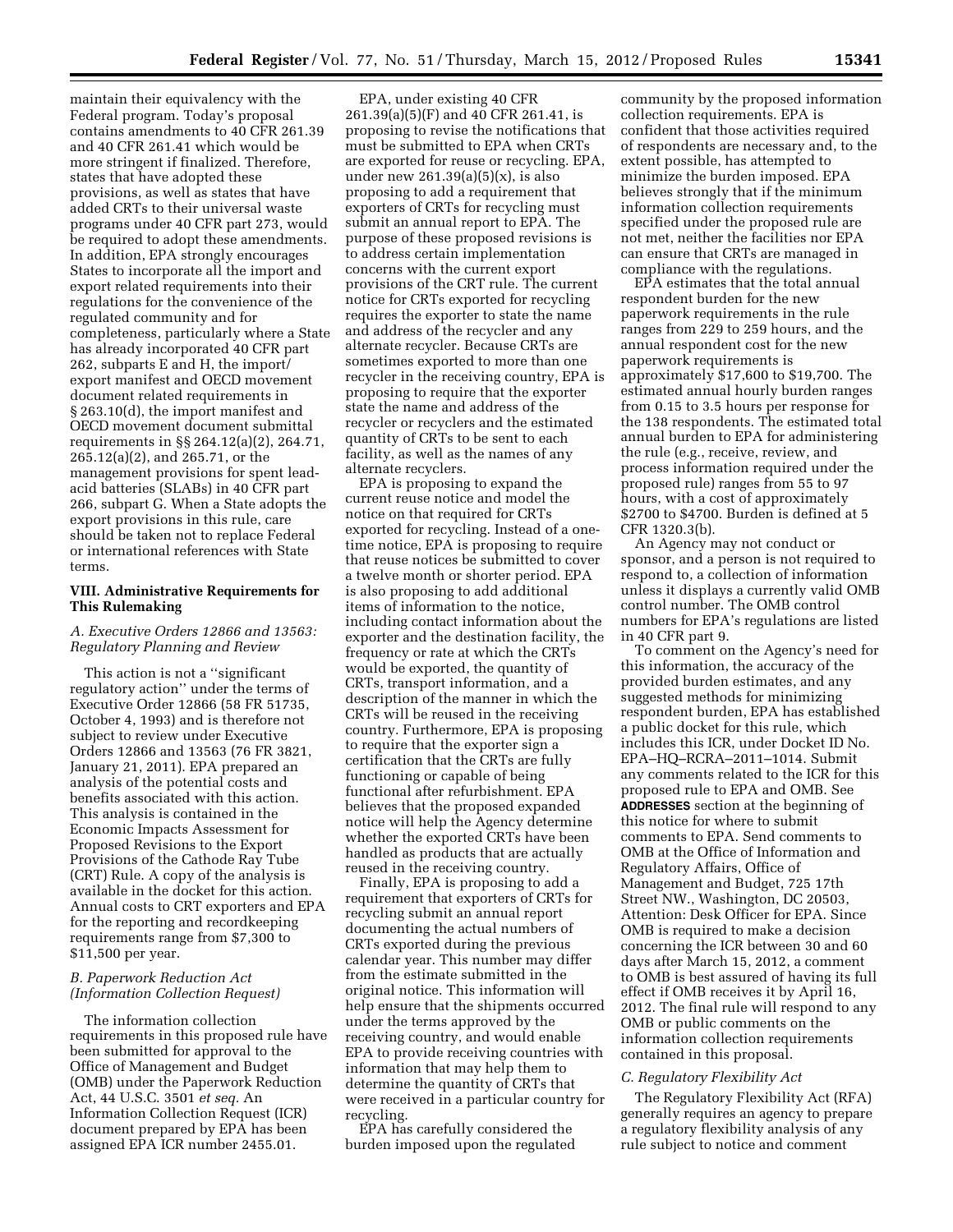maintain their equivalency with the Federal program. Today's proposal contains amendments to 40 CFR 261.39 and 40 CFR 261.41 which would be more stringent if finalized. Therefore, states that have adopted these provisions, as well as states that have added CRTs to their universal waste programs under 40 CFR part 273, would be required to adopt these amendments. In addition, EPA strongly encourages States to incorporate all the import and export related requirements into their regulations for the convenience of the regulated community and for completeness, particularly where a State has already incorporated 40 CFR part 262, subparts E and H, the import/export manifest and OECD movement document related requirements in § 263.10(d), the import manifest and OECD movement document submittal requirements in §§ 264.12(a)(2), 264.71, 265.12(a)(2), and 265.71, or the management provisions for spent lead-acid batteries (SLABs) in 40 CFR part 266, subpart G. When a State adopts the export provisions in this rule, care should be taken not to replace Federal or international references with State terms.

## VIII. Administrative Requirements for This Rulemaking

### *A. Executive Orders 12866 and 13563: Regulatory Planning and Review*

This action is not a ''significant regulatory action'' under the terms of Executive Order 12866 (58 FR 51735, October 4, 1993) and is therefore not subject to review under Executive Orders 12866 and 13563 (76 FR 3821, January 21, 2011). EPA prepared an analysis of the potential costs and benefits associated with this action. This analysis is contained in the Economic Impacts Assessment for Proposed Revisions to the Export Provisions of the Cathode Ray Tube (CRT) Rule. A copy of the analysis is available in the docket for this action. Annual costs to CRT exporters and EPA for the reporting and recordkeeping requirements range from $7,300 to $11,500 per year.

### *B. Paperwork Reduction Act (Information Collection Request)*

The information collection requirements in this proposed rule have been submitted for approval to the Office of Management and Budget (OMB) under the Paperwork Reduction Act, 44 U.S.C. 3501 *et seq.* An Information Collection Request (ICR) document prepared by EPA has been assigned EPA ICR number 2455.01.

EPA, under existing 40 CFR 261.39(a)(5)(F) and 40 CFR 261.41, is proposing to revise the notifications that must be submitted to EPA when CRTs are exported for reuse or recycling. EPA, under new 261.39(a)(5)(x), is also proposing to add a requirement that exporters of CRTs for recycling must submit an annual report to EPA. The purpose of these proposed revisions is to address certain implementation concerns with the current export provisions of the CRT rule. The current notice for CRTs exported for recycling requires the exporter to state the name and address of the recycler and any alternate recycler. Because CRTs are sometimes exported to more than one recycler in the receiving country, EPA is proposing to require that the exporter state the name and address of the recycler or recyclers and the estimated quantity of CRTs to be sent to each facility, as well as the names of any alternate recyclers.

EPA is proposing to expand the current reuse notice and model the notice on that required for CRTs exported for recycling. Instead of a one-time notice, EPA is proposing to require that reuse notices be submitted to cover a twelve month or shorter period. EPA is also proposing to add additional items of information to the notice, including contact information about the exporter and the destination facility, the frequency or rate at which the CRTs would be exported, the quantity of CRTs, transport information, and a description of the manner in which the CRTs will be reused in the receiving country. Furthermore, EPA is proposing to require that the exporter sign a certification that the CRTs are fully functioning or capable of being functional after refurbishment. EPA believes that the proposed expanded notice will help the Agency determine whether the exported CRTs have been handled as products that are actually reused in the receiving country.

Finally, EPA is proposing to add a requirement that exporters of CRTs for recycling submit an annual report documenting the actual numbers of CRTs exported during the previous calendar year. This number may differ from the estimate submitted in the original notice. This information will help ensure that the shipments occurred under the terms approved by the receiving country, and would enable EPA to provide receiving countries with information that may help them to determine the quantity of CRTs that were received in a particular country for recycling.

EPA has carefully considered the burden imposed upon the regulated community by the proposed information collection requirements. EPA is confident that those activities required of respondents are necessary and, to the extent possible, has attempted to minimize the burden imposed. EPA believes strongly that if the minimum information collection requirements specified under the proposed rule are not met, neither the facilities nor EPA can ensure that CRTs are managed in compliance with the regulations.

EPA estimates that the total annual respondent burden for the new paperwork requirements in the rule ranges from 229 to 259 hours, and the annual respondent cost for the new paperwork requirements is approximately $17,600 to $19,700. The estimated annual hourly burden ranges from 0.15 to 3.5 hours per response for the 138 respondents. The estimated total annual burden to EPA for administering the rule (e.g., receive, review, and process information required under the proposed rule) ranges from 55 to 97 hours, with a cost of approximately $2700 to $4700. Burden is defined at 5 CFR 1320.3(b).

An Agency may not conduct or sponsor, and a person is not required to respond to, a collection of information unless it displays a currently valid OMB control number. The OMB control numbers for EPA's regulations are listed in 40 CFR part 9.

To comment on the Agency's need for this information, the accuracy of the provided burden estimates, and any suggested methods for minimizing respondent burden, EPA has established a public docket for this rule, which includes this ICR, under Docket ID No. EPA–HQ–RCRA–2011–1014. Submit any comments related to the ICR for this proposed rule to EPA and OMB. See **ADDRESSES** section at the beginning of this notice for where to submit comments to EPA. Send comments to OMB at the Office of Information and Regulatory Affairs, Office of Management and Budget, 725 17th Street NW., Washington, DC 20503, Attention: Desk Officer for EPA. Since OMB is required to make a decision concerning the ICR between 30 and 60 days after March 15, 2012, a comment to OMB is best assured of having its full effect if OMB receives it by April 16, 2012. The final rule will respond to any OMB or public comments on the information collection requirements contained in this proposal.

### *C. Regulatory Flexibility Act*

The Regulatory Flexibility Act (RFA) generally requires an agency to prepare a regulatory flexibility analysis of any rule subject to notice and comment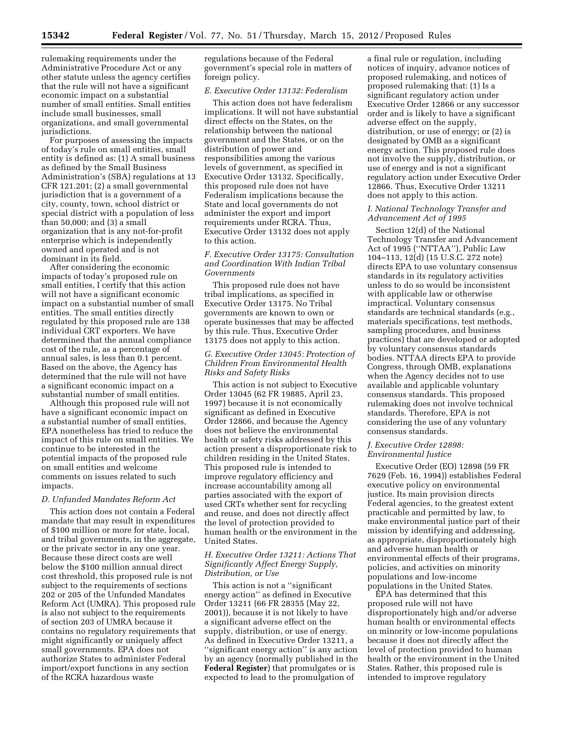rulemaking requirements under the Administrative Procedure Act or any other statute unless the agency certifies that the rule will not have a significant economic impact on a substantial number of small entities. Small entities include small businesses, small organizations, and small governmental jurisdictions.

For purposes of assessing the impacts of today's rule on small entities, small entity is defined as: (1) A small business as defined by the Small Business Administration's (SBA) regulations at 13 CFR 121.201; (2) a small governmental jurisdiction that is a government of a city, county, town, school district or special district with a population of less than 50,000; and (3) a small organization that is any not-for-profit enterprise which is independently owned and operated and is not dominant in its field.

After considering the economic impacts of today's proposed rule on small entities, I certify that this action will not have a significant economic impact on a substantial number of small entities. The small entities directly regulated by this proposed rule are 138 individual CRT exporters. We have determined that the annual compliance cost of the rule, as a percentage of annual sales, is less than 0.1 percent. Based on the above, the Agency has determined that the rule will not have a significant economic impact on a substantial number of small entities.

Although this proposed rule will not have a significant economic impact on a substantial number of small entities, EPA nonetheless has tried to reduce the impact of this rule on small entities. We continue to be interested in the potential impacts of the proposed rule on small entities and welcome comments on issues related to such impacts.

### *D. Unfunded Mandates Reform Act*

This action does not contain a Federal mandate that may result in expenditures of $100 million or more for state, local, and tribal governments, in the aggregate, or the private sector in any one year. Because these direct costs are well below the $100 million annual direct cost threshold, this proposed rule is not subject to the requirements of sections 202 or 205 of the Unfunded Mandates Reform Act (UMRA). This proposed rule is also not subject to the requirements of section 203 of UMRA because it contains no regulatory requirements that might significantly or uniquely affect small governments. EPA does not authorize States to administer Federal import/export functions in any section of the RCRA hazardous waste regulations because of the Federal government's special role in matters of foreign policy.

### *E. Executive Order 13132: Federalism*

This action does not have federalism implications. It will not have substantial direct effects on the States, on the relationship between the national government and the States, or on the distribution of power and responsibilities among the various levels of government, as specified in Executive Order 13132. Specifically, this proposed rule does not have Federalism implications because the State and local governments do not administer the export and import requirements under RCRA. Thus, Executive Order 13132 does not apply to this action.

### *F. Executive Order 13175: Consultation and Coordination With Indian Tribal Governments*

This proposed rule does not have tribal implications, as specified in Executive Order 13175. No Tribal governments are known to own or operate businesses that may be affected by this rule. Thus, Executive Order 13175 does not apply to this action.

### *G. Executive Order 13045: Protection of Children From Environmental Health Risks and Safety Risks*

This action is not subject to Executive Order 13045 (62 FR 19885, April 23, 1997) because it is not economically significant as defined in Executive Order 12866, and because the Agency does not believe the environmental health or safety risks addressed by this action present a disproportionate risk to children residing in the United States. This proposed rule is intended to improve regulatory efficiency and increase accountability among all parties associated with the export of used CRTs whether sent for recycling and reuse, and does not directly affect the level of protection provided to human health or the environment in the United States.

### *H. Executive Order 13211: Actions That Significantly Affect Energy Supply, Distribution, or Use*

This action is not a ''significant energy action'' as defined in Executive Order 13211 (66 FR 28355 (May 22, 2001)), because it is not likely to have a significant adverse effect on the supply, distribution, or use of energy. As defined in Executive Order 13211, a ''significant energy action'' is any action by an agency (normally published in the **Federal Register**) that promulgates or is expected to lead to the promulgation of a final rule or regulation, including notices of inquiry, advance notices of proposed rulemaking, and notices of proposed rulemaking that: (1) Is a significant regulatory action under Executive Order 12866 or any successor order and is likely to have a significant adverse effect on the supply, distribution, or use of energy; or (2) is designated by OMB as a significant energy action. This proposed rule does not involve the supply, distribution, or use of energy and is not a significant regulatory action under Executive Order 12866. Thus, Executive Order 13211 does not apply to this action.

### *I. National Technology Transfer and Advancement Act of 1995*

Section 12(d) of the National Technology Transfer and Advancement Act of 1995 (''NTTAA''), Public Law 104–113, 12(d) (15 U.S.C. 272 note) directs EPA to use voluntary consensus standards in its regulatory activities unless to do so would be inconsistent with applicable law or otherwise impractical. Voluntary consensus standards are technical standards (e.g., materials specifications, test methods, sampling procedures, and business practices) that are developed or adopted by voluntary consensus standards bodies. NTTAA directs EPA to provide Congress, through OMB, explanations when the Agency decides not to use available and applicable voluntary consensus standards. This proposed rulemaking does not involve technical standards. Therefore, EPA is not considering the use of any voluntary consensus standards.

### *J. Executive Order 12898: Environmental Justice*

Executive Order (EO) 12898 (59 FR 7629 (Feb. 16, 1994)) establishes Federal executive policy on environmental justice. Its main provision directs Federal agencies, to the greatest extent practicable and permitted by law, to make environmental justice part of their mission by identifying and addressing, as appropriate, disproportionately high and adverse human health or environmental effects of their programs, policies, and activities on minority populations and low-income populations in the United States.

EPA has determined that this proposed rule will not have disproportionately high and/or adverse human health or environmental effects on minority or low-income populations because it does not directly affect the level of protection provided to human health or the environment in the United States. Rather, this proposed rule is intended to improve regulatory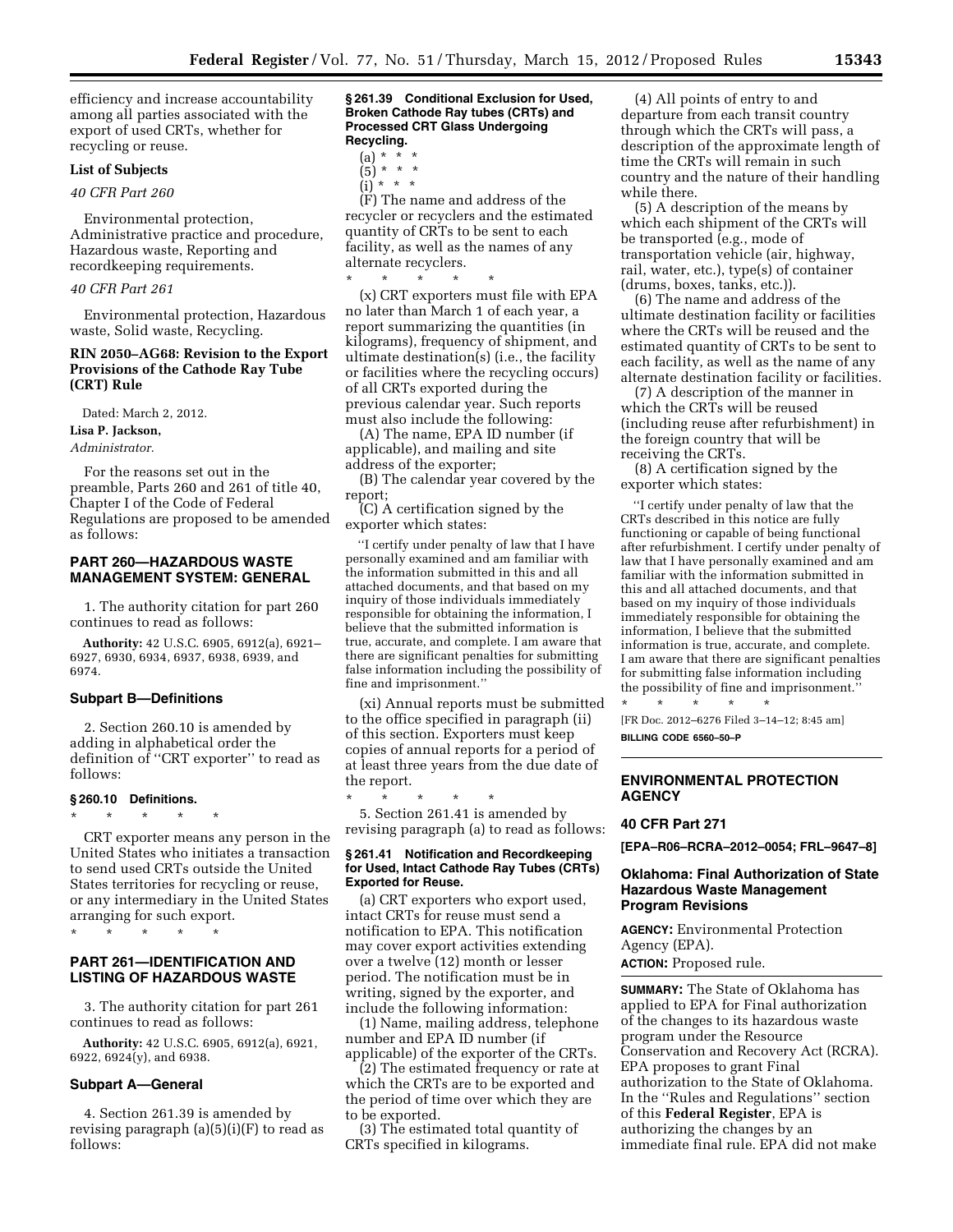efficiency and increase accountability among all parties associated with the export of used CRTs, whether for recycling or reuse.

**List of Subjects**

*40 CFR Part 260*

Environmental protection, Administrative practice and procedure, Hazardous waste, Reporting and recordkeeping requirements.

*40 CFR Part 261*

Environmental protection, Hazardous waste, Solid waste, Recycling.

**RIN 2050–AG68: Revision to the Export Provisions of the Cathode Ray Tube (CRT) Rule**

Dated: March 2, 2012.

**Lisa P. Jackson,**

*Administrator.*

For the reasons set out in the preamble, Parts 260 and 261 of title 40, Chapter I of the Code of Federal Regulations are proposed to be amended as follows:

## PART 260—HAZARDOUS WASTE MANAGEMENT SYSTEM: GENERAL

1. The authority citation for part 260 continues to read as follows:

**Authority:** 42 U.S.C. 6905, 6912(a), 6921–6927, 6930, 6934, 6937, 6938, 6939, and 6974.

### Subpart B—Definitions

2. Section 260.10 is amended by adding in alphabetical order the definition of ''CRT exporter'' to read as follows:

#### § 260.10 Definitions.

\* \* \* \* \*

CRT exporter means any person in the United States who initiates a transaction to send used CRTs outside the United States territories for recycling or reuse, or any intermediary in the United States arranging for such export.

\* \* \* \* \*

## PART 261—IDENTIFICATION AND LISTING OF HAZARDOUS WASTE

3. The authority citation for part 261 continues to read as follows:

**Authority:** 42 U.S.C. 6905, 6912(a), 6921, 6922, 6924(y), and 6938.

### Subpart A—General

4. Section 261.39 is amended by revising paragraph (a)(5)(i)(F) to read as follows:

#### § 261.39 Conditional Exclusion for Used, Broken Cathode Ray tubes (CRTs) and Processed CRT Glass Undergoing Recycling.

(a) \* \* \*

(5) \* \* \*

(i) \* \* \*

(F) The name and address of the recycler or recyclers and the estimated quantity of CRTs to be sent to each facility, as well as the names of any alternate recyclers.

\* \* \* \* \*

(x) CRT exporters must file with EPA no later than March 1 of each year, a report summarizing the quantities (in kilograms), frequency of shipment, and ultimate destination(s) (i.e., the facility or facilities where the recycling occurs) of all CRTs exported during the previous calendar year. Such reports must also include the following:

(A) The name, EPA ID number (if applicable), and mailing and site address of the exporter;

(B) The calendar year covered by the report;

(C) A certification signed by the exporter which states:

> ''I certify under penalty of law that I have personally examined and am familiar with the information submitted in this and all attached documents, and that based on my inquiry of those individuals immediately responsible for obtaining the information, I believe that the submitted information is true, accurate, and complete. I am aware that there are significant penalties for submitting false information including the possibility of fine and imprisonment.''

(xi) Annual reports must be submitted to the office specified in paragraph (ii) of this section. Exporters must keep copies of annual reports for a period of at least three years from the due date of the report.

\* \* \* \* \*

5. Section 261.41 is amended by revising paragraph (a) to read as follows:

#### § 261.41 Notification and Recordkeeping for Used, Intact Cathode Ray Tubes (CRTs) Exported for Reuse.

(a) CRT exporters who export used, intact CRTs for reuse must send a notification to EPA. This notification may cover export activities extending over a twelve (12) month or lesser period. The notification must be in writing, signed by the exporter, and include the following information:

(1) Name, mailing address, telephone number and EPA ID number (if applicable) of the exporter of the CRTs.

(2) The estimated frequency or rate at which the CRTs are to be exported and the period of time over which they are to be exported.

(3) The estimated total quantity of CRTs specified in kilograms.

(4) All points of entry to and departure from each transit country through which the CRTs will pass, a description of the approximate length of time the CRTs will remain in such country and the nature of their handling while there.

(5) A description of the means by which each shipment of the CRTs will be transported (e.g., mode of transportation vehicle (air, highway, rail, water, etc.), type(s) of container (drums, boxes, tanks, etc.)).

(6) The name and address of the ultimate destination facility or facilities where the CRTs will be reused and the estimated quantity of CRTs to be sent to each facility, as well as the name of any alternate destination facility or facilities.

(7) A description of the manner in which the CRTs will be reused (including reuse after refurbishment) in the foreign country that will be receiving the CRTs.

(8) A certification signed by the exporter which states:

> ''I certify under penalty of law that the CRTs described in this notice are fully functioning or capable of being functional after refurbishment. I certify under penalty of law that I have personally examined and am familiar with the information submitted in this and all attached documents, and that based on my inquiry of those individuals immediately responsible for obtaining the information, I believe that the submitted information is true, accurate, and complete. I am aware that there are significant penalties for submitting false information including the possibility of fine and imprisonment.''

\* \* \* \* \*

[FR Doc. 2012–6276 Filed 3–14–12; 8:45 am]

**BILLING CODE 6560–50–P**

---

## ENVIRONMENTAL PROTECTION AGENCY

### 40 CFR Part 271

**[EPA–R06–RCRA–2012–0054; FRL–9647–8]**

### Oklahoma: Final Authorization of State Hazardous Waste Management Program Revisions

**AGENCY:** Environmental Protection Agency (EPA).

**ACTION:** Proposed rule.

**SUMMARY:** The State of Oklahoma has applied to EPA for Final authorization of the changes to its hazardous waste program under the Resource Conservation and Recovery Act (RCRA). EPA proposes to grant Final authorization to the State of Oklahoma. In the ''Rules and Regulations'' section of this **Federal Register**, EPA is authorizing the changes by an immediate final rule. EPA did not make